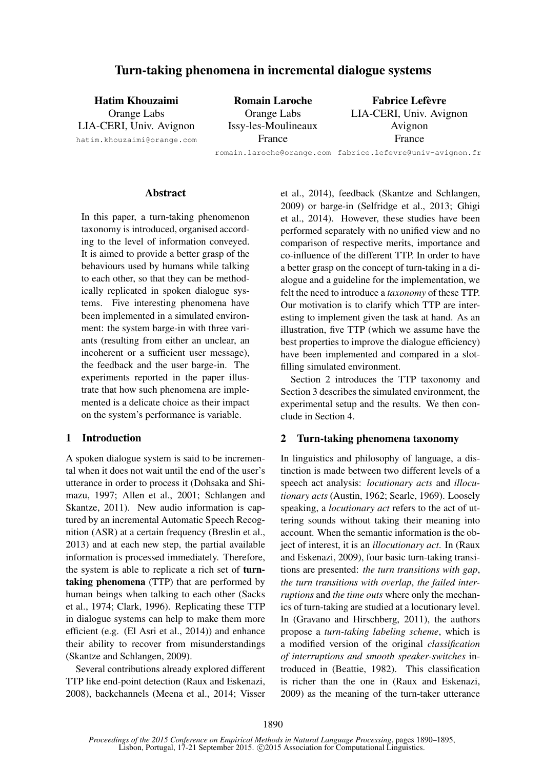# Turn-taking phenomena in incremental dialogue systems

**Hatim Khouzaimi**
Orange Labs
LIA-CERI, Univ. Avignon
hatim.khouzaimi@orange.com

**Romain Laroche**
Orange Labs
Issy-les-Moulineaux
France
romain.laroche@orange.com

**Fabrice Lefèvre**
LIA-CERI, Univ. Avignon
Avignon
France
fabrice.lefevre@univ-avignon.fr

## Abstract

In this paper, a turn-taking phenomenon taxonomy is introduced, organised according to the level of information conveyed. It is aimed to provide a better grasp of the behaviours used by humans while talking to each other, so that they can be methodically replicated in spoken dialogue systems. Five interesting phenomena have been implemented in a simulated environment: the system barge-in with three variants (resulting from either an unclear, an incoherent or a sufficient user message), the feedback and the user barge-in. The experiments reported in the paper illustrate that how such phenomena are implemented is a delicate choice as their impact on the system's performance is variable.

## 1 Introduction

A spoken dialogue system is said to be incremental when it does not wait until the end of the user's utterance in order to process it (Dohsaka and Shimazu, 1997; Allen et al., 2001; Schlangen and Skantze, 2011). New audio information is captured by an incremental Automatic Speech Recognition (ASR) at a certain frequency (Breslin et al., 2013) and at each new step, the partial available information is processed immediately. Therefore, the system is able to replicate a rich set of **turn-taking phenomena** (TTP) that are performed by human beings when talking to each other (Sacks et al., 1974; Clark, 1996). Replicating these TTP in dialogue systems can help to make them more efficient (e.g. (El Asri et al., 2014)) and enhance their ability to recover from misunderstandings (Skantze and Schlangen, 2009).

Several contributions already explored different TTP like end-point detection (Raux and Eskenazi, 2008), backchannels (Meena et al., 2014; Visser et al., 2014), feedback (Skantze and Schlangen, 2009) or barge-in (Selfridge et al., 2013; Ghigi et al., 2014). However, these studies have been performed separately with no unified view and no comparison of respective merits, importance and co-influence of the different TTP. In order to have a better grasp on the concept of turn-taking in a dialogue and a guideline for the implementation, we felt the need to introduce a *taxonomy* of these TTP. Our motivation is to clarify which TTP are interesting to implement given the task at hand. As an illustration, five TTP (which we assume have the best properties to improve the dialogue efficiency) have been implemented and compared in a slot-filling simulated environment.

Section 2 introduces the TTP taxonomy and Section 3 describes the simulated environment, the experimental setup and the results. We then conclude in Section 4.

## 2 Turn-taking phenomena taxonomy

In linguistics and philosophy of language, a distinction is made between two different levels of a speech act analysis: *locutionary acts* and *illocutionary acts* (Austin, 1962; Searle, 1969). Loosely speaking, a *locutionary act* refers to the act of uttering sounds without taking their meaning into account. When the semantic information is the object of interest, it is an *illocutionary act*. In (Raux and Eskenazi, 2009), four basic turn-taking transitions are presented: *the turn transitions with gap*, *the turn transitions with overlap*, *the failed interruptions* and *the time outs* where only the mechanics of turn-taking are studied at a locutionary level. In (Gravano and Hirschberg, 2011), the authors propose a *turn-taking labeling scheme*, which is a modified version of the original *classification of interruptions and smooth speaker-switches* introduced in (Beattie, 1982). This classification is richer than the one in (Raux and Eskenazi, 2009) as the meaning of the turn-taker utterance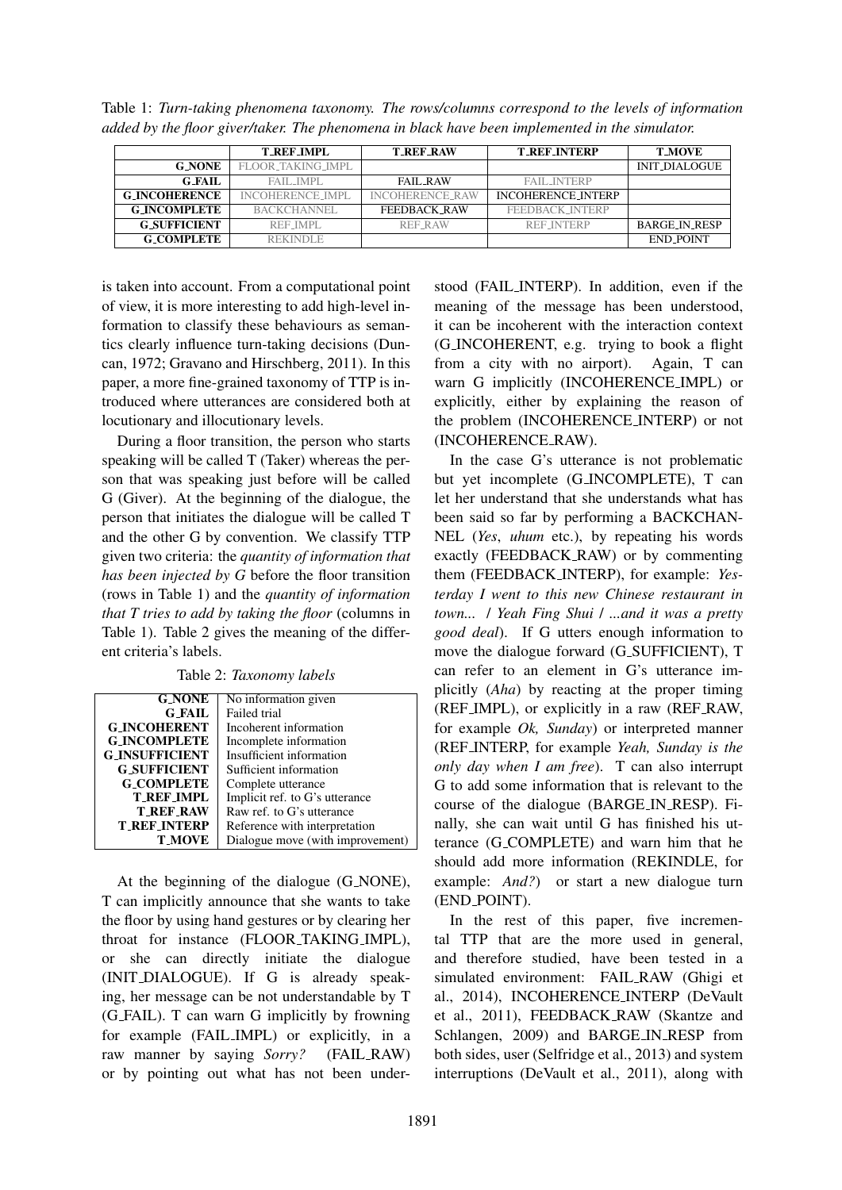Table 1: *Turn-taking phenomena taxonomy. The rows/columns correspond to the levels of information added by the floor giver/taker. The phenomena in black have been implemented in the simulator.*

| | T_REF_IMPL | T_REF_RAW | T_REF_INTERP | T_MOVE |
|---|---|---|---|---|
| G_NONE | FLOOR_TAKING_IMPL | | | INIT_DIALOGUE |
| G_FAIL | FAIL_IMPL | FAIL_RAW | FAIL_INTERP | |
| G_INCOHERENCE | INCOHERENCE_IMPL | INCOHERENCE_RAW | INCOHERENCE_INTERP | |
| G_INCOMPLETE | BACKCHANNEL | FEEDBACK_RAW | FEEDBACK_INTERP | |
| G_SUFFICIENT | REF_IMPL | REF_RAW | REF_INTERP | BARGE_IN_RESP |
| G_COMPLETE | REKINDLE | | | END_POINT |

is taken into account. From a computational point of view, it is more interesting to add high-level information to classify these behaviours as semantics clearly influence turn-taking decisions (Duncan, 1972; Gravano and Hirschberg, 2011). In this paper, a more fine-grained taxonomy of TTP is introduced where utterances are considered both at locutionary and illocutionary levels.

During a floor transition, the person who starts speaking will be called T (Taker) whereas the person that was speaking just before will be called G (Giver). At the beginning of the dialogue, the person that initiates the dialogue will be called T and the other G by convention. We classify TTP given two criteria: the *quantity of information that has been injected by G* before the floor transition (rows in Table 1) and the *quantity of information that T tries to add by taking the floor* (columns in Table 1). Table 2 gives the meaning of the different criteria's labels.

Table 2: *Taxonomy labels*

| Label | Meaning |
|---|---|
| G_NONE | No information given |
| G_FAIL | Failed trial |
| G_INCOHERENT | Incoherent information |
| G_INCOMPLETE | Incomplete information |
| G_INSUFFICIENT | Insufficient information |
| G_SUFFICIENT | Sufficient information |
| G_COMPLETE | Complete utterance |
| T_REF_IMPL | Implicit ref. to G's utterance |
| T_REF_RAW | Raw ref. to G's utterance |
| T_REF_INTERP | Reference with interpretation |
| T_MOVE | Dialogue move (with improvement) |

At the beginning of the dialogue (G_NONE), T can implicitly announce that she wants to take the floor by using hand gestures or by clearing her throat for instance (FLOOR_TAKING_IMPL), or she can directly initiate the dialogue (INIT_DIALOGUE). If G is already speaking, her message can be not understandable by T (G_FAIL). T can warn G implicitly by frowning for example (FAIL_IMPL) or explicitly, in a raw manner by saying *Sorry?* (FAIL_RAW) or by pointing out what has not been understood (FAIL_INTERP). In addition, even if the meaning of the message has been understood, it can be incoherent with the interaction context (G_INCOHERENT, e.g. trying to book a flight from a city with no airport). Again, T can warn G implicitly (INCOHERENCE_IMPL) or explicitly, either by explaining the reason of the problem (INCOHERENCE_INTERP) or not (INCOHERENCE_RAW).

In the case G's utterance is not problematic but yet incomplete (G_INCOMPLETE), T can let her understand that she understands what has been said so far by performing a BACKCHANNEL (*Yes*, *uhum* etc.), by repeating his words exactly (FEEDBACK_RAW) or by commenting them (FEEDBACK_INTERP), for example: *Yesterday I went to this new Chinese restaurant in town... / Yeah Fing Shui / ...and it was a pretty good deal*). If G utters enough information to move the dialogue forward (G_SUFFICIENT), T can refer to an element in G's utterance implicitly (*Aha*) by reacting at the proper timing (REF_IMPL), or explicitly in a raw (REF_RAW, for example *Ok, Sunday*) or interpreted manner (REF_INTERP, for example *Yeah, Sunday is the only day when I am free*). T can also interrupt G to add some information that is relevant to the course of the dialogue (BARGE_IN_RESP). Finally, she can wait until G has finished his utterance (G_COMPLETE) and warn him that he should add more information (REKINDLE, for example: *And?*) or start a new dialogue turn (END_POINT).

In the rest of this paper, five incremental TTP that are the more used in general, and therefore studied, have been tested in a simulated environment: FAIL_RAW (Ghigi et al., 2014), INCOHERENCE_INTERP (DeVault et al., 2011), FEEDBACK_RAW (Skantze and Schlangen, 2009) and BARGE_IN_RESP from both sides, user (Selfridge et al., 2013) and system interruptions (DeVault et al., 2011), along with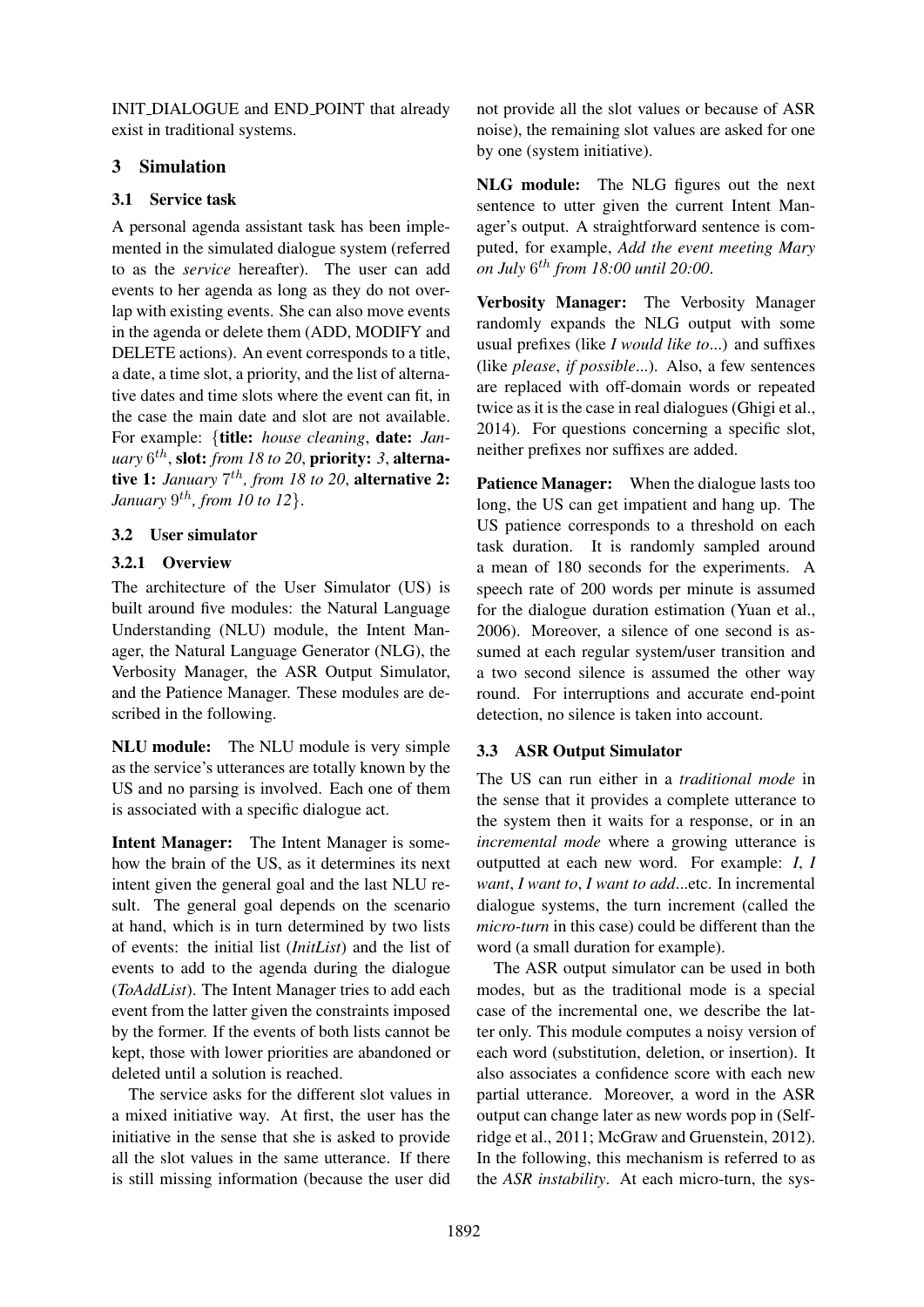INIT_DIALOGUE and END_POINT that already exist in traditional systems.

## 3 Simulation

### 3.1 Service task

A personal agenda assistant task has been implemented in the simulated dialogue system (referred to as the *service* hereafter). The user can add events to her agenda as long as they do not overlap with existing events. She can also move events in the agenda or delete them (ADD, MODIFY and DELETE actions). An event corresponds to a title, a date, a time slot, a priority, and the list of alternative dates and time slots where the event can fit, in the case the main date and slot are not available. For example: {**title:** *house cleaning*, **date:** *January* $6^{th}$, **slot:** *from 18 to 20*, **priority:** *3*, **alternative 1:** *January* $7^{th}$*, from 18 to 20*, **alternative 2:** *January* $9^{th}$*, from 10 to 12*}.

### 3.2 User simulator

#### 3.2.1 Overview

The architecture of the User Simulator (US) is built around five modules: the Natural Language Understanding (NLU) module, the Intent Manager, the Natural Language Generator (NLG), the Verbosity Manager, the ASR Output Simulator, and the Patience Manager. These modules are described in the following.

**NLU module:** The NLU module is very simple as the service's utterances are totally known by the US and no parsing is involved. Each one of them is associated with a specific dialogue act.

**Intent Manager:** The Intent Manager is somehow the brain of the US, as it determines its next intent given the general goal and the last NLU result. The general goal depends on the scenario at hand, which is in turn determined by two lists of events: the initial list (*InitList*) and the list of events to add to the agenda during the dialogue (*ToAddList*). The Intent Manager tries to add each event from the latter given the constraints imposed by the former. If the events of both lists cannot be kept, those with lower priorities are abandoned or deleted until a solution is reached.

The service asks for the different slot values in a mixed initiative way. At first, the user has the initiative in the sense that she is asked to provide all the slot values in the same utterance. If there is still missing information (because the user did not provide all the slot values or because of ASR noise), the remaining slot values are asked for one by one (system initiative).

**NLG module:** The NLG figures out the next sentence to utter given the current Intent Manager's output. A straightforward sentence is computed, for example, *Add the event meeting Mary on July* $6^{th}$ *from 18:00 until 20:00*.

**Verbosity Manager:** The Verbosity Manager randomly expands the NLG output with some usual prefixes (like *I would like to*...) and suffixes (like *please*, *if possible*...). Also, a few sentences are replaced with off-domain words or repeated twice as it is the case in real dialogues (Ghigi et al., 2014). For questions concerning a specific slot, neither prefixes nor suffixes are added.

**Patience Manager:** When the dialogue lasts too long, the US can get impatient and hang up. The US patience corresponds to a threshold on each task duration. It is randomly sampled around a mean of 180 seconds for the experiments. A speech rate of 200 words per minute is assumed for the dialogue duration estimation (Yuan et al., 2006). Moreover, a silence of one second is assumed at each regular system/user transition and a two second silence is assumed the other way round. For interruptions and accurate end-point detection, no silence is taken into account.

### 3.3 ASR Output Simulator

The US can run either in a *traditional mode* in the sense that it provides a complete utterance to the system then it waits for a response, or in an *incremental mode* where a growing utterance is outputted at each new word. For example: *I*, *I want*, *I want to*, *I want to add*...etc. In incremental dialogue systems, the turn increment (called the *micro-turn* in this case) could be different than the word (a small duration for example).

The ASR output simulator can be used in both modes, but as the traditional mode is a special case of the incremental one, we describe the latter only. This module computes a noisy version of each word (substitution, deletion, or insertion). It also associates a confidence score with each new partial utterance. Moreover, a word in the ASR output can change later as new words pop in (Selfridge et al., 2011; McGraw and Gruenstein, 2012). In the following, this mechanism is referred to as the *ASR instability*. At each micro-turn, the sys-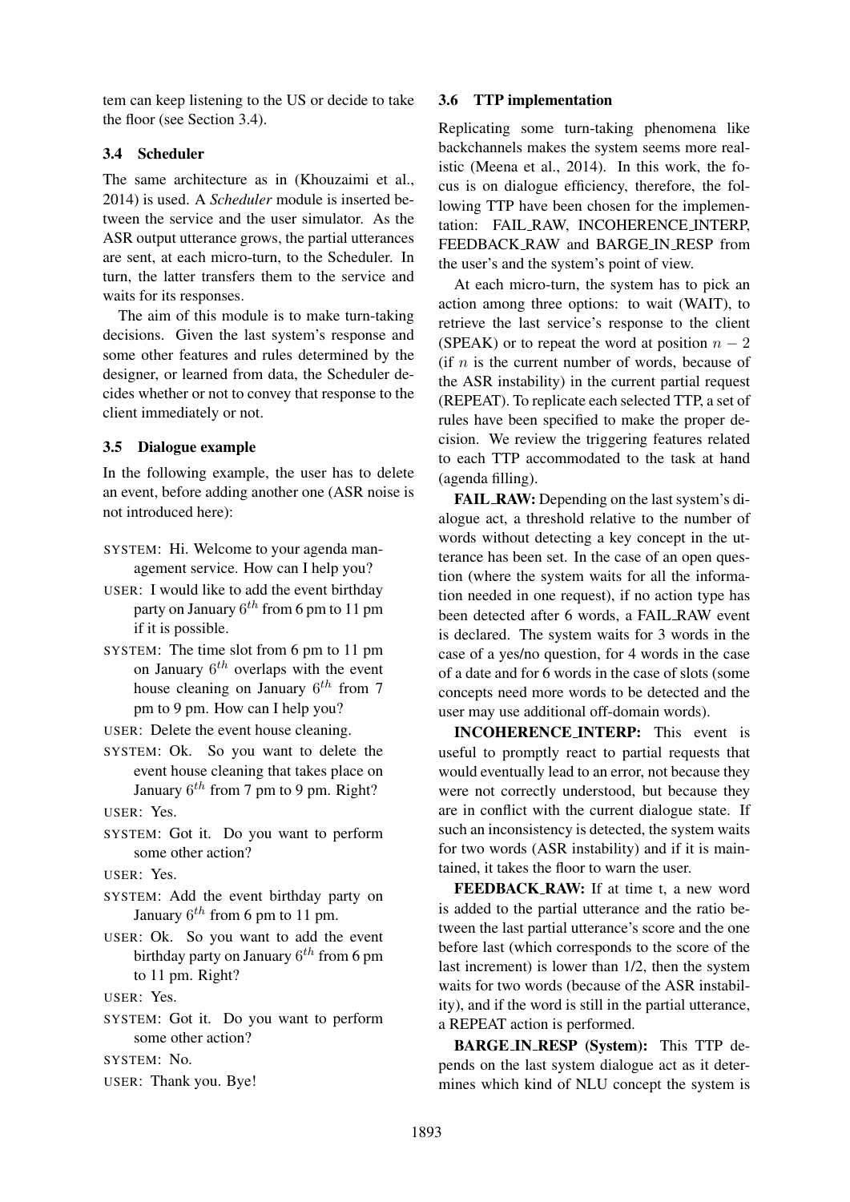tem can keep listening to the US or decide to take the floor (see Section 3.4).

### 3.4 Scheduler

The same architecture as in (Khouzaimi et al., 2014) is used. A *Scheduler* module is inserted between the service and the user simulator. As the ASR output utterance grows, the partial utterances are sent, at each micro-turn, to the Scheduler. In turn, the latter transfers them to the service and waits for its responses.

The aim of this module is to make turn-taking decisions. Given the last system's response and some other features and rules determined by the designer, or learned from data, the Scheduler decides whether or not to convey that response to the client immediately or not.

### 3.5 Dialogue example

In the following example, the user has to delete an event, before adding another one (ASR noise is not introduced here):

SYSTEM: Hi. Welcome to your agenda management service. How can I help you?

USER: I would like to add the event birthday party on January $6^{th}$ from 6 pm to 11 pm if it is possible.

SYSTEM: The time slot from 6 pm to 11 pm on January $6^{th}$ overlaps with the event house cleaning on January $6^{th}$ from 7 pm to 9 pm. How can I help you?

USER: Delete the event house cleaning.

SYSTEM: Ok. So you want to delete the event house cleaning that takes place on January $6^{th}$ from 7 pm to 9 pm. Right?

USER: Yes.

SYSTEM: Got it. Do you want to perform some other action?

USER: Yes.

SYSTEM: Add the event birthday party on January $6^{th}$ from 6 pm to 11 pm.

USER: Ok. So you want to add the event birthday party on January $6^{th}$ from 6 pm to 11 pm. Right?

USER: Yes.

SYSTEM: Got it. Do you want to perform some other action?

SYSTEM: No.

USER: Thank you. Bye!

### 3.6 TTP implementation

Replicating some turn-taking phenomena like backchannels makes the system seems more realistic (Meena et al., 2014). In this work, the focus is on dialogue efficiency, therefore, the following TTP have been chosen for the implementation: FAIL_RAW, INCOHERENCE_INTERP, FEEDBACK_RAW and BARGE_IN_RESP from the user's and the system's point of view.

At each micro-turn, the system has to pick an action among three options: to wait (WAIT), to retrieve the last service's response to the client (SPEAK) or to repeat the word at position $n - 2$ (if $n$ is the current number of words, because of the ASR instability) in the current partial request (REPEAT). To replicate each selected TTP, a set of rules have been specified to make the proper decision. We review the triggering features related to each TTP accommodated to the task at hand (agenda filling).

**FAIL_RAW:** Depending on the last system's dialogue act, a threshold relative to the number of words without detecting a key concept in the utterance has been set. In the case of an open question (where the system waits for all the information needed in one request), if no action type has been detected after 6 words, a FAIL_RAW event is declared. The system waits for 3 words in the case of a yes/no question, for 4 words in the case of a date and for 6 words in the case of slots (some concepts need more words to be detected and the user may use additional off-domain words).

**INCOHERENCE_INTERP:** This event is useful to promptly react to partial requests that would eventually lead to an error, not because they were not correctly understood, but because they are in conflict with the current dialogue state. If such an inconsistency is detected, the system waits for two words (ASR instability) and if it is maintained, it takes the floor to warn the user.

**FEEDBACK_RAW:** If at time t, a new word is added to the partial utterance and the ratio between the last partial utterance's score and the one before last (which corresponds to the score of the last increment) is lower than 1/2, then the system waits for two words (because of the ASR instability), and if the word is still in the partial utterance, a REPEAT action is performed.

**BARGE_IN_RESP (System):** This TTP depends on the last system dialogue act as it determines which kind of NLU concept the system is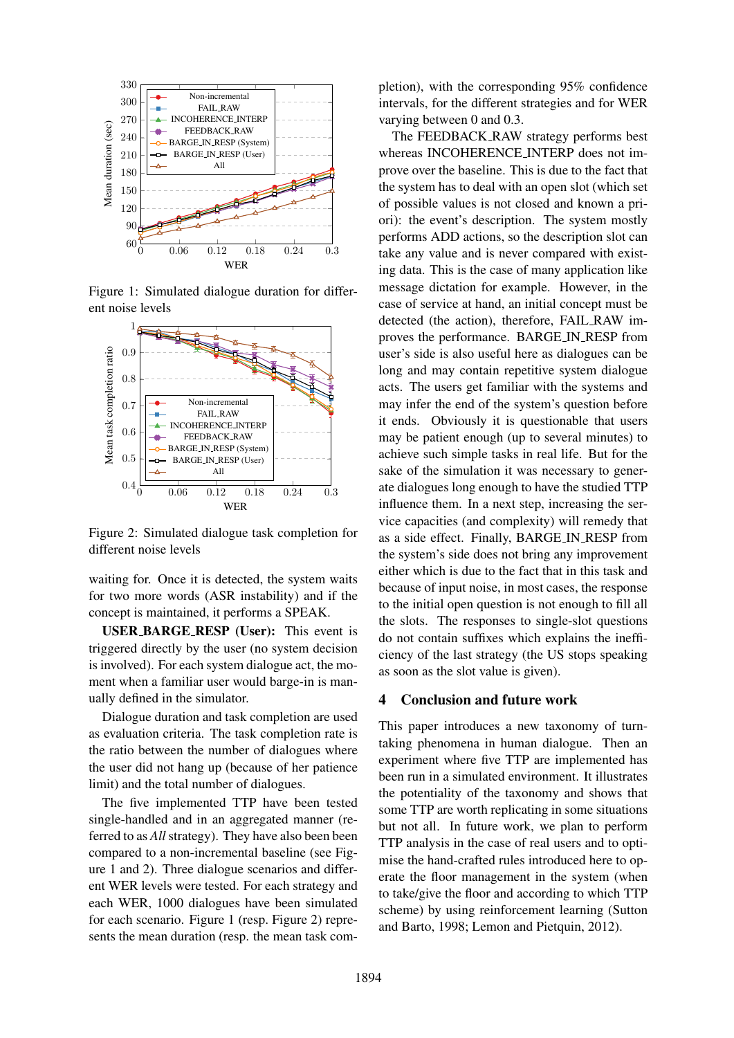Figure 1: Simulated dialogue duration for different noise levels

Figure 2: Simulated dialogue task completion for different noise levels

waiting for. Once it is detected, the system waits for two more words (ASR instability) and if the concept is maintained, it performs a SPEAK.

**USER_BARGE_RESP (User):** This event is triggered directly by the user (no system decision is involved). For each system dialogue act, the moment when a familiar user would barge-in is manually defined in the simulator.

Dialogue duration and task completion are used as evaluation criteria. The task completion rate is the ratio between the number of dialogues where the user did not hang up (because of her patience limit) and the total number of dialogues.

The five implemented TTP have been tested single-handled and in an aggregated manner (referred to as *All* strategy). They have also been been compared to a non-incremental baseline (see Figure 1 and 2). Three dialogue scenarios and different WER levels were tested. For each strategy and each WER, 1000 dialogues have been simulated for each scenario. Figure 1 (resp. Figure 2) represents the mean duration (resp. the mean task completion), with the corresponding 95% confidence intervals, for the different strategies and for WER varying between 0 and 0.3.

The FEEDBACK_RAW strategy performs best whereas INCOHERENCE_INTERP does not improve over the baseline. This is due to the fact that the system has to deal with an open slot (which set of possible values is not closed and known a priori): the event's description. The system mostly performs ADD actions, so the description slot can take any value and is never compared with existing data. This is the case of many application like message dictation for example. However, in the case of service at hand, an initial concept must be detected (the action), therefore, FAIL_RAW improves the performance. BARGE_IN_RESP from user's side is also useful here as dialogues can be long and may contain repetitive system dialogue acts. The users get familiar with the systems and may infer the end of the system's question before it ends. Obviously it is questionable that users may be patient enough (up to several minutes) to achieve such simple tasks in real life. But for the sake of the simulation it was necessary to generate dialogues long enough to have the studied TTP influence them. In a next step, increasing the service capacities (and complexity) will remedy that as a side effect. Finally, BARGE_IN_RESP from the system's side does not bring any improvement either which is due to the fact that in this task and because of input noise, in most cases, the response to the initial open question is not enough to fill all the slots. The responses to single-slot questions do not contain suffixes which explains the inefficiency of the last strategy (the US stops speaking as soon as the slot value is given).

## 4 Conclusion and future work

This paper introduces a new taxonomy of turn-taking phenomena in human dialogue. Then an experiment where five TTP are implemented has been run in a simulated environment. It illustrates the potentiality of the taxonomy and shows that some TTP are worth replicating in some situations but not all. In future work, we plan to perform TTP analysis in the case of real users and to optimise the hand-crafted rules introduced here to operate the floor management in the system (when to take/give the floor and according to which TTP scheme) by using reinforcement learning (Sutton and Barto, 1998; Lemon and Pietquin, 2012).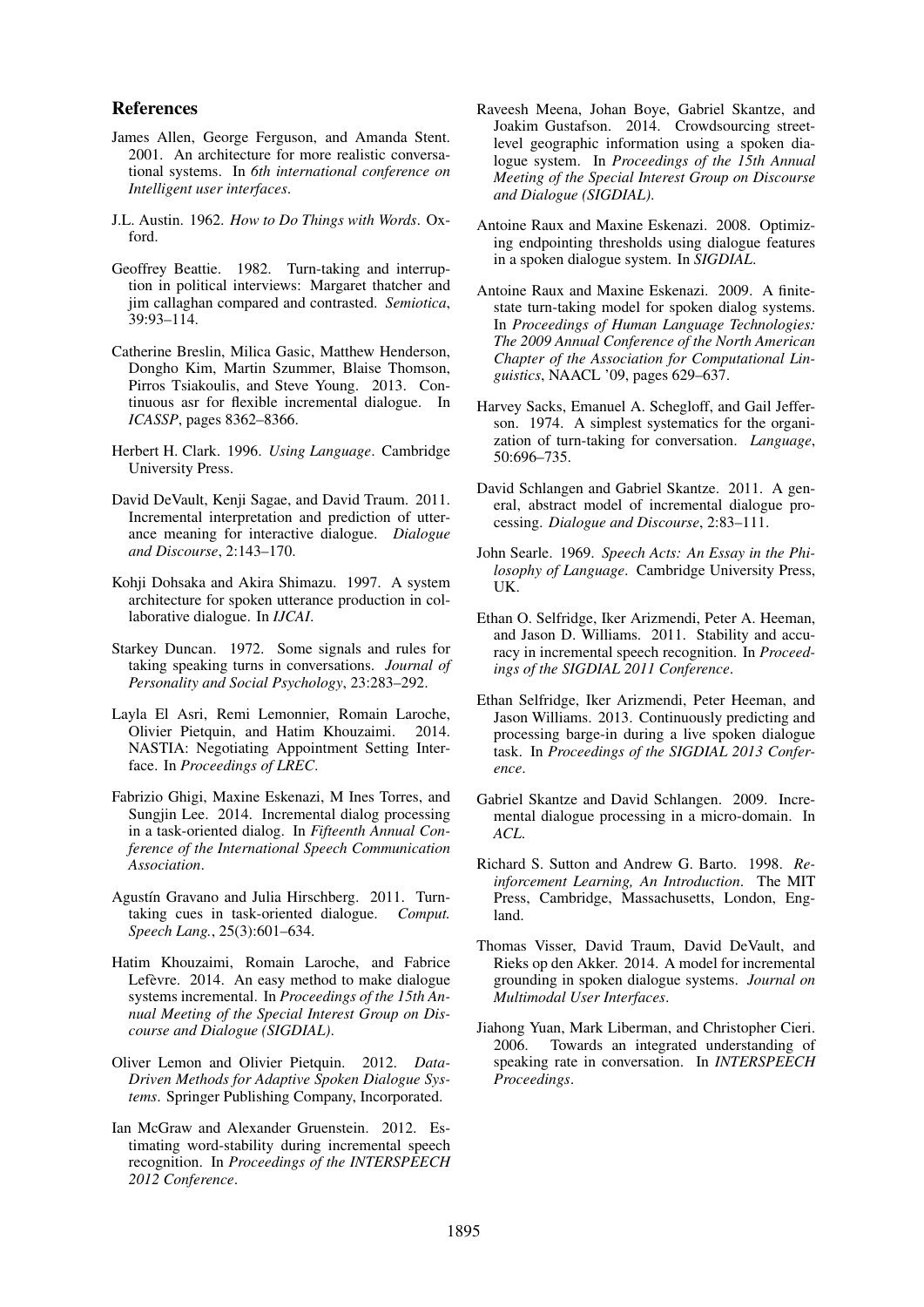## References

James Allen, George Ferguson, and Amanda Stent. 2001. An architecture for more realistic conversational systems. In *6th international conference on Intelligent user interfaces*.

J.L. Austin. 1962. *How to Do Things with Words*. Oxford.

Geoffrey Beattie. 1982. Turn-taking and interruption in political interviews: Margaret thatcher and jim callaghan compared and contrasted. *Semiotica*, 39:93–114.

Catherine Breslin, Milica Gasic, Matthew Henderson, Dongho Kim, Martin Szummer, Blaise Thomson, Pirros Tsiakoulis, and Steve Young. 2013. Continuous asr for flexible incremental dialogue. In *ICASSP*, pages 8362–8366.

Herbert H. Clark. 1996. *Using Language*. Cambridge University Press.

David DeVault, Kenji Sagae, and David Traum. 2011. Incremental interpretation and prediction of utterance meaning for interactive dialogue. *Dialogue and Discourse*, 2:143–170.

Kohji Dohsaka and Akira Shimazu. 1997. A system architecture for spoken utterance production in collaborative dialogue. In *IJCAI*.

Starkey Duncan. 1972. Some signals and rules for taking speaking turns in conversations. *Journal of Personality and Social Psychology*, 23:283–292.

Layla El Asri, Remi Lemonnier, Romain Laroche, Olivier Pietquin, and Hatim Khouzaimi. 2014. NASTIA: Negotiating Appointment Setting Interface. In *Proceedings of LREC*.

Fabrizio Ghigi, Maxine Eskenazi, M Ines Torres, and Sungjin Lee. 2014. Incremental dialog processing in a task-oriented dialog. In *Fifteenth Annual Conference of the International Speech Communication Association*.

Agustín Gravano and Julia Hirschberg. 2011. Turn-taking cues in task-oriented dialogue. *Comput. Speech Lang.*, 25(3):601–634.

Hatim Khouzaimi, Romain Laroche, and Fabrice Lefèvre. 2014. An easy method to make dialogue systems incremental. In *Proceedings of the 15th Annual Meeting of the Special Interest Group on Discourse and Dialogue (SIGDIAL)*.

Oliver Lemon and Olivier Pietquin. 2012. *Data-Driven Methods for Adaptive Spoken Dialogue Systems*. Springer Publishing Company, Incorporated.

Ian McGraw and Alexander Gruenstein. 2012. Estimating word-stability during incremental speech recognition. In *Proceedings of the INTERSPEECH 2012 Conference*.

Raveesh Meena, Johan Boye, Gabriel Skantze, and Joakim Gustafson. 2014. Crowdsourcing street-level geographic information using a spoken dialogue system. In *Proceedings of the 15th Annual Meeting of the Special Interest Group on Discourse and Dialogue (SIGDIAL)*.

Antoine Raux and Maxine Eskenazi. 2008. Optimizing endpointing thresholds using dialogue features in a spoken dialogue system. In *SIGDIAL*.

Antoine Raux and Maxine Eskenazi. 2009. A finite-state turn-taking model for spoken dialog systems. In *Proceedings of Human Language Technologies: The 2009 Annual Conference of the North American Chapter of the Association for Computational Linguistics*, NAACL '09, pages 629–637.

Harvey Sacks, Emanuel A. Schegloff, and Gail Jefferson. 1974. A simplest systematics for the organization of turn-taking for conversation. *Language*, 50:696–735.

David Schlangen and Gabriel Skantze. 2011. A general, abstract model of incremental dialogue processing. *Dialogue and Discourse*, 2:83–111.

John Searle. 1969. *Speech Acts: An Essay in the Philosophy of Language*. Cambridge University Press, UK.

Ethan O. Selfridge, Iker Arizmendi, Peter A. Heeman, and Jason D. Williams. 2011. Stability and accuracy in incremental speech recognition. In *Proceedings of the SIGDIAL 2011 Conference*.

Ethan Selfridge, Iker Arizmendi, Peter Heeman, and Jason Williams. 2013. Continuously predicting and processing barge-in during a live spoken dialogue task. In *Proceedings of the SIGDIAL 2013 Conference*.

Gabriel Skantze and David Schlangen. 2009. Incremental dialogue processing in a micro-domain. In *ACL*.

Richard S. Sutton and Andrew G. Barto. 1998. *Reinforcement Learning, An Introduction*. The MIT Press, Cambridge, Massachusetts, London, England.

Thomas Visser, David Traum, David DeVault, and Rieks op den Akker. 2014. A model for incremental grounding in spoken dialogue systems. *Journal on Multimodal User Interfaces*.

Jiahong Yuan, Mark Liberman, and Christopher Cieri. 2006. Towards an integrated understanding of speaking rate in conversation. In *INTERSPEECH Proceedings*.